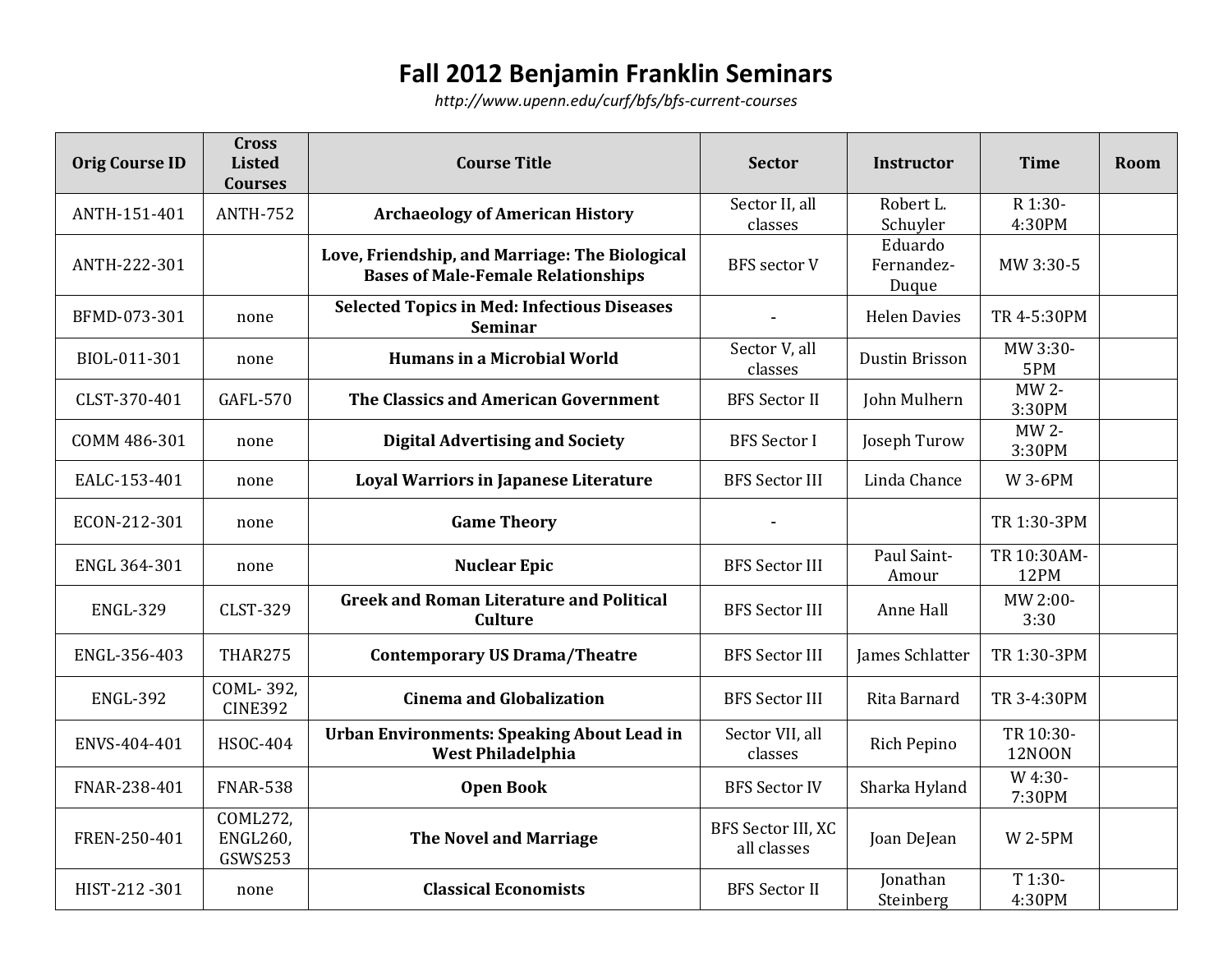# Fall 2012 Benjamin Franklin Seminars

*http://www.upenn.edu/curf/bfs/bfs-current-courses*

| Orig Course ID | Cross Listed Courses | Course Title | Sector | Instructor | Time | Room |
|---|---|---|---|---|---|---|
| ANTH-151-401 | ANTH-752 | **Archaeology of American History** | Sector II, all classes | Robert L. Schuyler | R 1:30-4:30PM | |
| ANTH-222-301 | | **Love, Friendship, and Marriage: The Biological Bases of Male-Female Relationships** | BFS sector V | Eduardo Fernandez-Duque | MW 3:30-5 | |
| BFMD-073-301 | none | **Selected Topics in Med: Infectious Diseases Seminar** | - | Helen Davies | TR 4-5:30PM | |
| BIOL-011-301 | none | **Humans in a Microbial World** | Sector V, all classes | Dustin Brisson | MW 3:30-5PM | |
| CLST-370-401 | GAFL-570 | **The Classics and American Government** | BFS Sector II | John Mulhern | MW 2-3:30PM | |
| COMM 486-301 | none | **Digital Advertising and Society** | BFS Sector I | Joseph Turow | MW 2-3:30PM | |
| EALC-153-401 | none | **Loyal Warriors in Japanese Literature** | BFS Sector III | Linda Chance | W 3-6PM | |
| ECON-212-301 | none | **Game Theory** | - | | TR 1:30-3PM | |
| ENGL 364-301 | none | **Nuclear Epic** | BFS Sector III | Paul Saint-Amour | TR 10:30AM-12PM | |
| ENGL-329 | CLST-329 | **Greek and Roman Literature and Political Culture** | BFS Sector III | Anne Hall | MW 2:00-3:30 | |
| ENGL-356-403 | THAR275 | **Contemporary US Drama/Theatre** | BFS Sector III | James Schlatter | TR 1:30-3PM | |
| ENGL-392 | COML- 392, CINE392 | **Cinema and Globalization** | BFS Sector III | Rita Barnard | TR 3-4:30PM | |
| ENVS-404-401 | HSOC-404 | **Urban Environments: Speaking About Lead in West Philadelphia** | Sector VII, all classes | Rich Pepino | TR 10:30-12NOON | |
| FNAR-238-401 | FNAR-538 | **Open Book** | BFS Sector IV | Sharka Hyland | W 4:30-7:30PM | |
| FREN-250-401 | COML272, ENGL260, GSWS253 | **The Novel and Marriage** | BFS Sector III, XC all classes | Joan DeJean | W 2-5PM | |
| HIST-212 -301 | none | **Classical Economists** | BFS Sector II | Jonathan Steinberg | T 1:30-4:30PM | |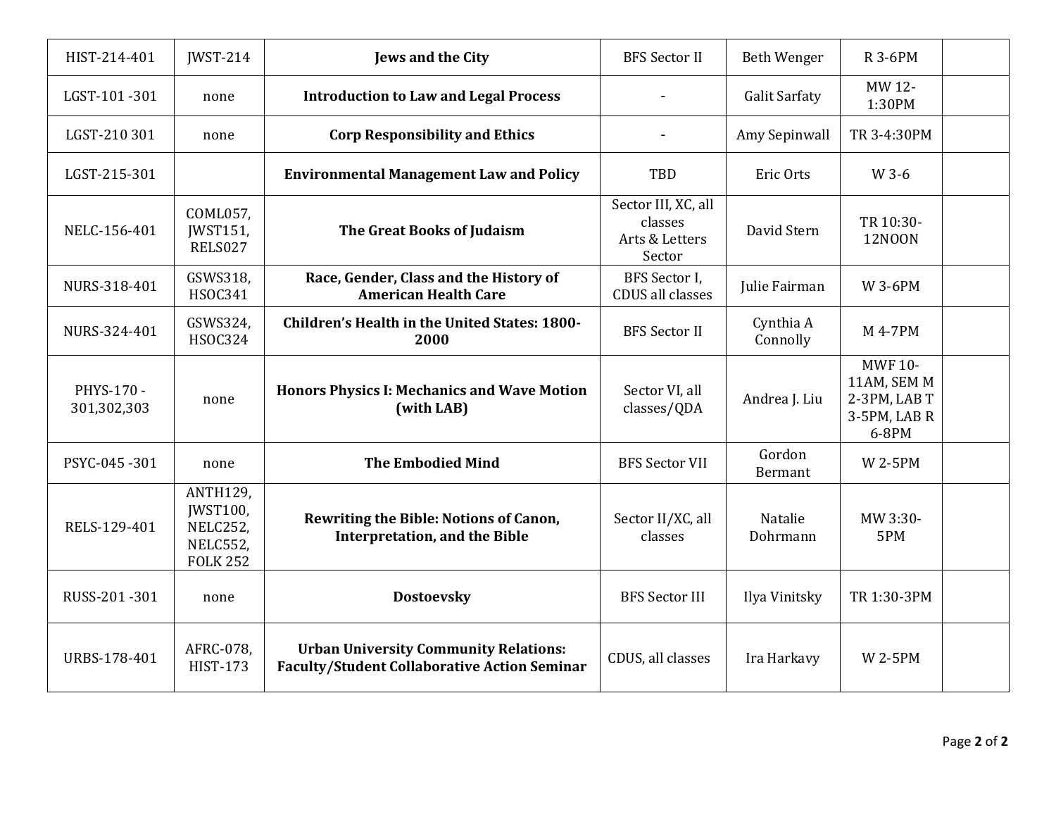| | | | | | | |
|---|---|---|---|---|---|---|
| HIST-214-401 | JWST-214 | **Jews and the City** | BFS Sector II | Beth Wenger | R 3-6PM | |
| LGST-101 -301 | none | **Introduction to Law and Legal Process** | - | Galit Sarfaty | MW 12-1:30PM | |
| LGST-210 301 | none | **Corp Responsibility and Ethics** | - | Amy Sepinwall | TR 3-4:30PM | |
| LGST-215-301 | | **Environmental Management Law and Policy** | TBD | Eric Orts | W 3-6 | |
| NELC-156-401 | COML057, JWST151, RELS027 | **The Great Books of Judaism** | Sector III, XC, all classes Arts & Letters Sector | David Stern | TR 10:30-12NOON | |
| NURS-318-401 | GSWS318, HSOC341 | **Race, Gender, Class and the History of American Health Care** | BFS Sector I, CDUS all classes | Julie Fairman | W 3-6PM | |
| NURS-324-401 | GSWS324, HSOC324 | **Children's Health in the United States: 1800-2000** | BFS Sector II | Cynthia A Connolly | M 4-7PM | |
| PHYS-170 - 301,302,303 | none | **Honors Physics I: Mechanics and Wave Motion (with LAB)** | Sector VI, all classes/QDA | Andrea J. Liu | MWF 10-11AM, SEM M 2-3PM, LAB T 3-5PM, LAB R 6-8PM | |
| PSYC-045 -301 | none | **The Embodied Mind** | BFS Sector VII | Gordon Bermant | W 2-5PM | |
| RELS-129-401 | ANTH129, JWST100, NELC252, NELC552, FOLK 252 | **Rewriting the Bible: Notions of Canon, Interpretation, and the Bible** | Sector II/XC, all classes | Natalie Dohrmann | MW 3:30-5PM | |
| RUSS-201 -301 | none | **Dostoevsky** | BFS Sector III | Ilya Vinitsky | TR 1:30-3PM | |
| URBS-178-401 | AFRC-078, HIST-173 | **Urban University Community Relations: Faculty/Student Collaborative Action Seminar** | CDUS, all classes | Ira Harkavy | W 2-5PM | |